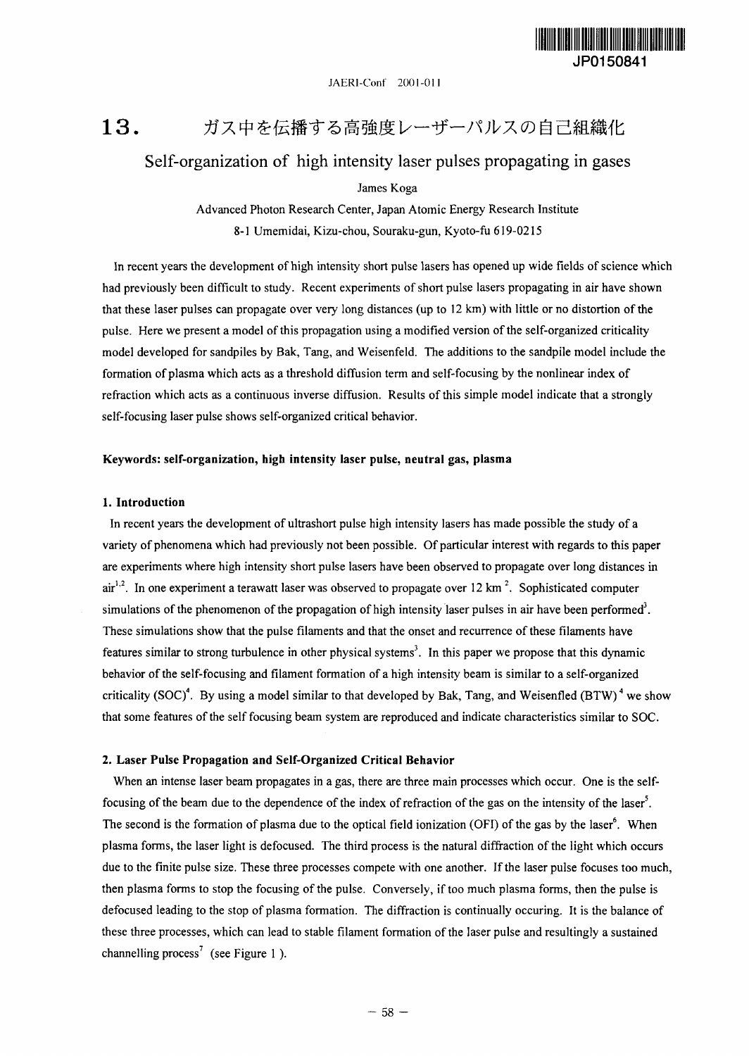# 13. ガス中を伝播する高強度レーザーパルスの自己組織化

## Self-organization of high intensity laser pulses propagating in gases

James Koga

Advanced Photon Research Center, Japan Atomic Energy Research Institute
8-1 Umemidai, Kizu-chou, Souraku-gun, Kyoto-fu 619-0215

In recent years the development of high intensity short pulse lasers has opened up wide fields of science which had previously been difficult to study. Recent experiments of short pulse lasers propagating in air have shown that these laser pulses can propagate over very long distances (up to 12 km) with little or no distortion of the pulse. Here we present a model of this propagation using a modified version of the self-organized criticality model developed for sandpiles by Bak, Tang, and Weisenfeld. The additions to the sandpile model include the formation of plasma which acts as a threshold diffusion term and self-focusing by the nonlinear index of refraction which acts as a continuous inverse diffusion. Results of this simple model indicate that a strongly self-focusing laser pulse shows self-organized critical behavior.

**Keywords: self-organization, high intensity laser pulse, neutral gas, plasma**

### 1. Introduction

In recent years the development of ultrashort pulse high intensity lasers has made possible the study of a variety of phenomena which had previously not been possible. Of particular interest with regards to this paper are experiments where high intensity short pulse lasers have been observed to propagate over long distances in air[1,2]. In one experiment a terawatt laser was observed to propagate over 12 km [2]. Sophisticated computer simulations of the phenomenon of the propagation of high intensity laser pulses in air have been performed[3]. These simulations show that the pulse filaments and that the onset and recurrence of these filaments have features similar to strong turbulence in other physical systems[3]. In this paper we propose that this dynamic behavior of the self-focusing and filament formation of a high intensity beam is similar to a self-organized criticality (SOC)[4]. By using a model similar to that developed by Bak, Tang, and Weisenfled (BTW) [4] we show that some features of the self focusing beam system are reproduced and indicate characteristics similar to SOC.

### 2. Laser Pulse Propagation and Self-Organized Critical Behavior

When an intense laser beam propagates in a gas, there are three main processes which occur. One is the self-focusing of the beam due to the dependence of the index of refraction of the gas on the intensity of the laser[5]. The second is the formation of plasma due to the optical field ionization (OFI) of the gas by the laser[6]. When plasma forms, the laser light is defocused. The third process is the natural diffraction of the light which occurs due to the finite pulse size. These three processes compete with one another. If the laser pulse focuses too much, then plasma forms to stop the focusing of the pulse. Conversely, if too much plasma forms, then the pulse is defocused leading to the stop of plasma formation. The diffraction is continually occuring. It is the balance of these three processes, which can lead to stable filament formation of the laser pulse and resultingly a sustained channelling process[7] (see Figure 1 ).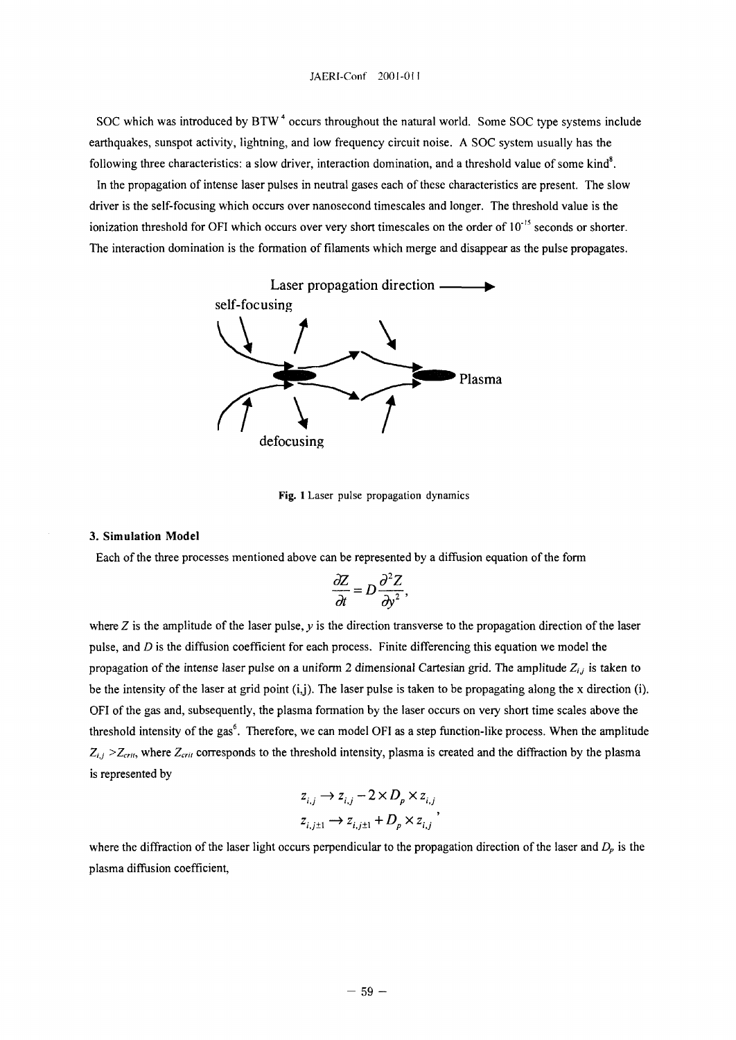SOC which was introduced by BTW[4] occurs throughout the natural world. Some SOC type systems include earthquakes, sunspot activity, lightning, and low frequency circuit noise. A SOC system usually has the following three characteristics: a slow driver, interaction domination, and a threshold value of some kind[8].

In the propagation of intense laser pulses in neutral gases each of these characteristics are present. The slow driver is the self-focusing which occurs over nanosecond timescales and longer. The threshold value is the ionization threshold for OFI which occurs over very short timescales on the order of $10^{-15}$ seconds or shorter. The interaction domination is the formation of filaments which merge and disappear as the pulse propagates.

**Fig. 1** Laser pulse propagation dynamics

### 3. Simulation Model

Each of the three processes mentioned above can be represented by a diffusion equation of the form

$$\frac{\partial Z}{\partial t} = D\frac{\partial^2 Z}{\partial y^2},$$

where $Z$ is the amplitude of the laser pulse, $y$ is the direction transverse to the propagation direction of the laser pulse, and $D$ is the diffusion coefficient for each process. Finite differencing this equation we model the propagation of the intense laser pulse on a uniform 2 dimensional Cartesian grid. The amplitude $Z_{i,j}$ is taken to be the intensity of the laser at grid point (i,j). The laser pulse is taken to be propagating along the x direction (i). OFI of the gas and, subsequently, the plasma formation by the laser occurs on very short time scales above the threshold intensity of the gas[6]. Therefore, we can model OFI as a step function-like process. When the amplitude $Z_{i,j} > Z_{crit}$, where $Z_{crit}$ corresponds to the threshold intensity, plasma is created and the diffraction by the plasma is represented by

$$z_{i,j} \rightarrow z_{i,j} - 2 \times D_p \times z_{i,j}$$
$$z_{i,j\pm 1} \rightarrow z_{i,j\pm 1} + D_p \times z_{i,j},$$

where the diffraction of the laser light occurs perpendicular to the propagation direction of the laser and $D_p$ is the plasma diffusion coefficient,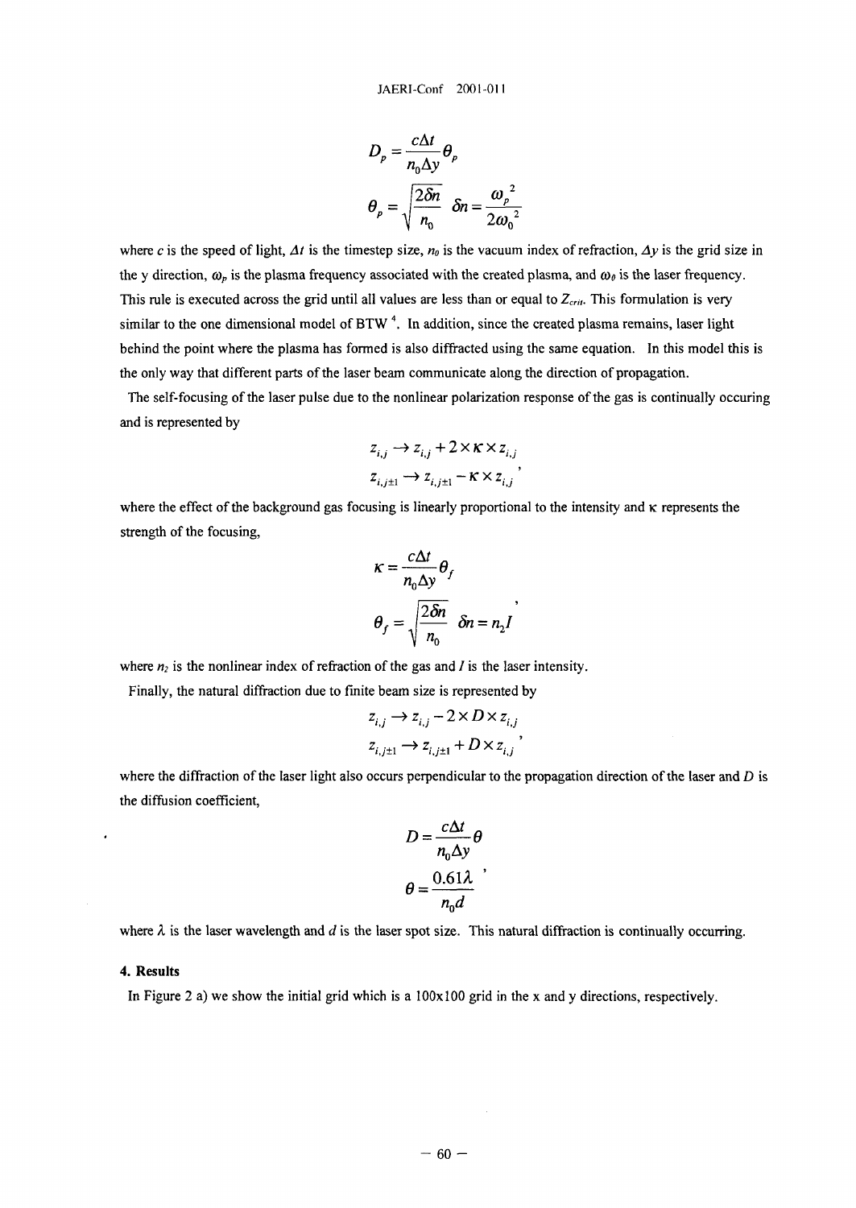$$D_p = \frac{c\Delta t}{n_0 \Delta y}\theta_p$$

$$\theta_p = \sqrt{\frac{2\delta n}{n_0}} \quad \delta n = \frac{{\omega_p}^2}{2{\omega_0}^2}$$

where $c$ is the speed of light, $\Delta t$ is the timestep size, $n_0$ is the vacuum index of refraction, $\Delta y$ is the grid size in the y direction, $\omega_p$ is the plasma frequency associated with the created plasma, and $\omega_0$ is the laser frequency. This rule is executed across the grid until all values are less than or equal to $Z_{crit}$. This formulation is very similar to the one dimensional model of BTW [4]. In addition, since the created plasma remains, laser light behind the point where the plasma has formed is also diffracted using the same equation. In this model this is the only way that different parts of the laser beam communicate along the direction of propagation.

The self-focusing of the laser pulse due to the nonlinear polarization response of the gas is continually occuring and is represented by

$$z_{i,j} \rightarrow z_{i,j} + 2 \times \kappa \times z_{i,j}$$
$$z_{i,j\pm1} \rightarrow z_{i,j\pm1} - \kappa \times z_{i,j},$$

where the effect of the background gas focusing is linearly proportional to the intensity and $\kappa$ represents the strength of the focusing,

$$\kappa = \frac{c\Delta t}{n_0 \Delta y}\theta_f$$

$$\theta_f = \sqrt{\frac{2\delta n}{n_0}} \quad \delta n = n_2 I,$$

where $n_2$ is the nonlinear index of refraction of the gas and $I$ is the laser intensity.

Finally, the natural diffraction due to finite beam size is represented by

$$z_{i,j} \rightarrow z_{i,j} - 2 \times D \times z_{i,j}$$
$$z_{i,j\pm1} \rightarrow z_{i,j\pm1} + D \times z_{i,j},$$

where the diffraction of the laser light also occurs perpendicular to the propagation direction of the laser and $D$ is the diffusion coefficient,

$$D = \frac{c\Delta t}{n_0 \Delta y}\theta$$

$$\theta = \frac{0.61\lambda}{n_0 d},$$

where $\lambda$ is the laser wavelength and $d$ is the laser spot size. This natural diffraction is continually occurring.

### 4. Results

In Figure 2 a) we show the initial grid which is a 100x100 grid in the x and y directions, respectively.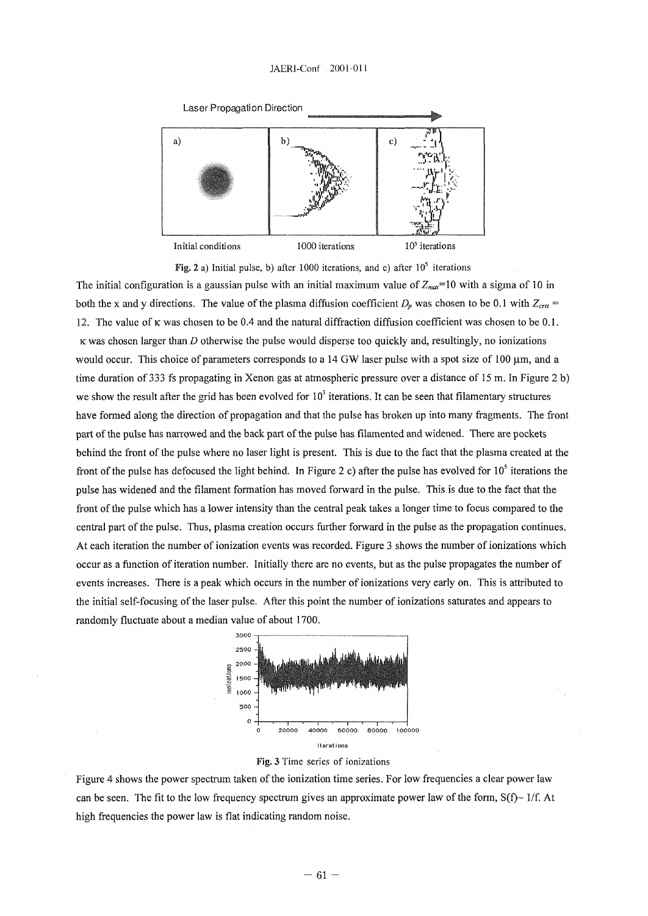Laser Propagation Direction

a) Initial conditions b) 1000 iterations c) $10^5$ iterations

**Fig. 2** a) Initial pulse, b) after 1000 iterations, and c) after $10^5$ iterations

The initial configuration is a gaussian pulse with an initial maximum value of $Z_{max}$=10 with a sigma of 10 in both the x and y directions. The value of the plasma diffusion coefficient $D_p$ was chosen to be 0.1 with $Z_{crit}$ = 12. The value of κ was chosen to be 0.4 and the natural diffraction diffusion coefficient was chosen to be 0.1. κ was chosen larger than $D$ otherwise the pulse would disperse too quickly and, resultingly, no ionizations would occur. This choice of parameters corresponds to a 14 GW laser pulse with a spot size of 100 μm, and a time duration of 333 fs propagating in Xenon gas at atmospheric pressure over a distance of 15 m. In Figure 2 b) we show the result after the grid has been evolved for $10^3$ iterations. It can be seen that filamentary structures have formed along the direction of propagation and that the pulse has broken up into many fragments. The front part of the pulse has narrowed and the back part of the pulse has filamented and widened. There are pockets behind the front of the pulse where no laser light is present. This is due to the fact that the plasma created at the front of the pulse has defocused the light behind. In Figure 2 c) after the pulse has evolved for $10^5$ iterations the pulse has widened and the filament formation has moved forward in the pulse. This is due to the fact that the front of the pulse which has a lower intensity than the central peak takes a longer time to focus compared to the central part of the pulse. Thus, plasma creation occurs further forward in the pulse as the propagation continues. At each iteration the number of ionization events was recorded. Figure 3 shows the number of ionizations which occur as a function of iteration number. Initially there are no events, but as the pulse propagates the number of events increases. There is a peak which occurs in the number of ionizations very early on. This is attributed to the initial self-focusing of the laser pulse. After this point the number of ionizations saturates and appears to randomly fluctuate about a median value of about 1700.

**Fig. 3** Time series of ionizations

Figure 4 shows the power spectrum taken of the ionization time series. For low frequencies a clear power law can be seen. The fit to the low frequency spectrum gives an approximate power law of the form, $S(f) \sim 1/f$. At high frequencies the power law is flat indicating random noise.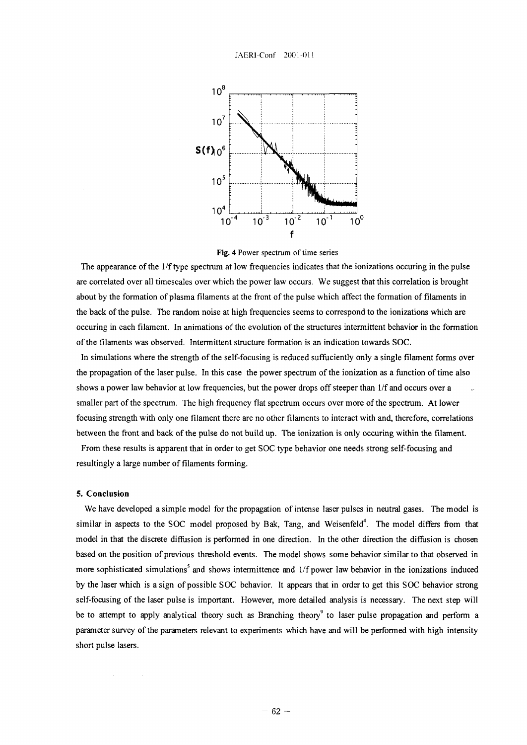**Fig. 4** Power spectrum of time series

The appearance of the 1/f type spectrum at low frequencies indicates that the ionizations occuring in the pulse are correlated over all timescales over which the power law occurs. We suggest that this correlation is brought about by the formation of plasma filaments at the front of the pulse which affect the formation of filaments in the back of the pulse. The random noise at high frequencies seems to correspond to the ionizations which are occuring in each filament. In animations of the evolution of the structures intermittent behavior in the formation of the filaments was observed. Intermittent structure formation is an indication towards SOC.

In simulations where the strength of the self-focusing is reduced sufficiently only a single filament forms over the propagation of the laser pulse. In this case the power spectrum of the ionization as a function of time also shows a power law behavior at low frequencies, but the power drops off steeper than 1/f and occurs over a smaller part of the spectrum. The high frequency flat spectrum occurs over more of the spectrum. At lower focusing strength with only one filament there are no other filaments to interact with and, therefore, correlations between the front and back of the pulse do not build up. The ionization is only occuring within the filament.

From these results is apparent that in order to get SOC type behavior one needs strong self-focusing and resultingly a large number of filaments forming.

## 5. Conclusion

We have developed a simple model for the propagation of intense laser pulses in neutral gases. The model is similar in aspects to the SOC model proposed by Bak, Tang, and Weisenfeld[4]. The model differs from that model in that the discrete diffusion is performed in one direction. In the other direction the diffusion is chosen based on the position of previous threshold events. The model shows some behavior similar to that observed in more sophisticated simulations[5] and shows intermittence and 1/f power law behavior in the ionizations induced by the laser which is a sign of possible SOC behavior. It appears that in order to get this SOC behavior strong self-focusing of the laser pulse is important. However, more detailed analysis is necessary. The next step will be to attempt to apply analytical theory such as Branching theory[9] to laser pulse propagation and perform a parameter survey of the parameters relevant to experiments which have and will be performed with high intensity short pulse lasers.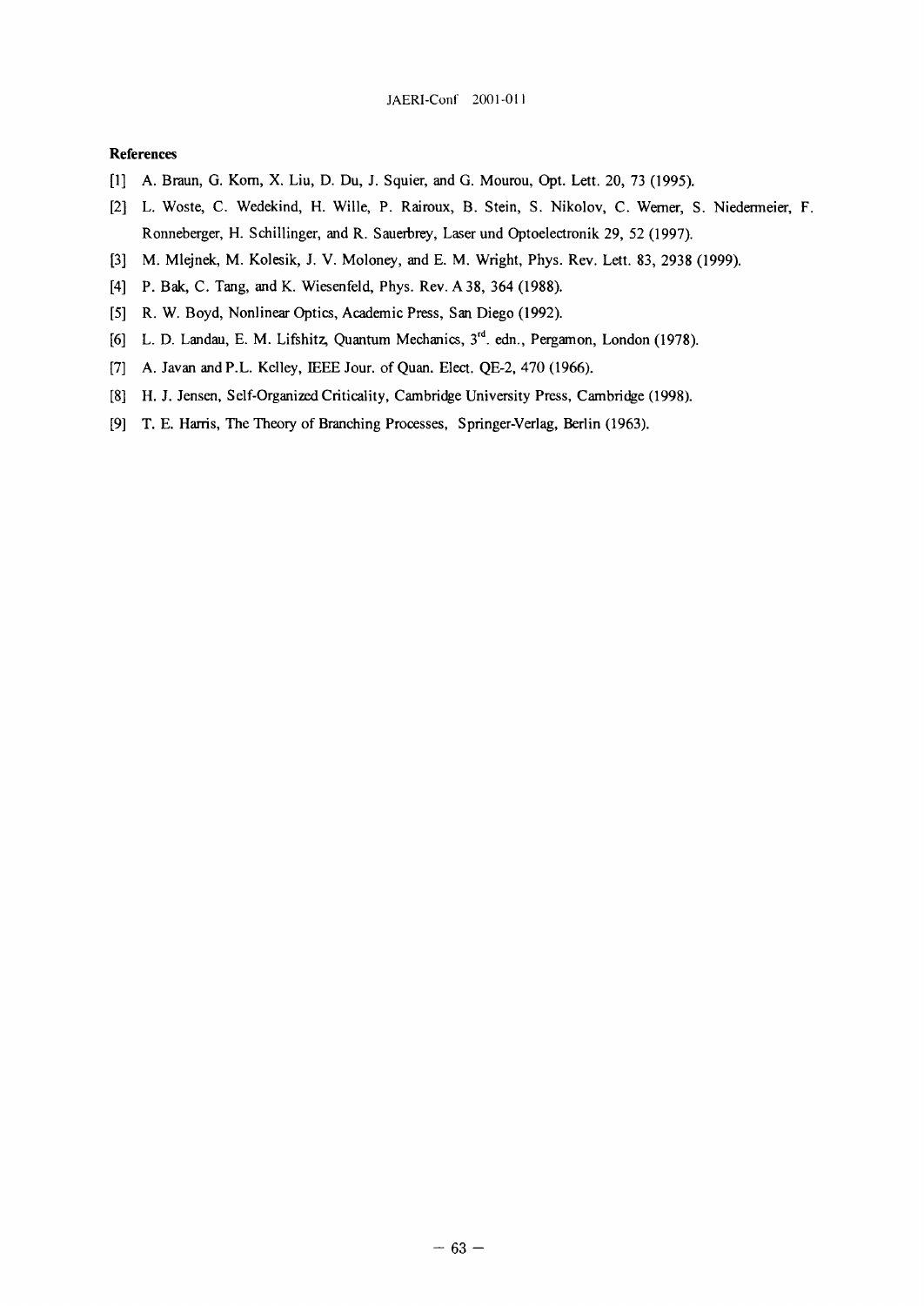**References**

[1] A. Braun, G. Korn, X. Liu, D. Du, J. Squier, and G. Mourou, Opt. Lett. 20, 73 (1995).

[2] L. Woste, C. Wedekind, H. Wille, P. Rairoux, B. Stein, S. Nikolov, C. Werner, S. Niedermeier, F. Ronneberger, H. Schillinger, and R. Sauerbrey, Laser und Optoelectronik 29, 52 (1997).

[3] M. Mlejnek, M. Kolesik, J. V. Moloney, and E. M. Wright, Phys. Rev. Lett. 83, 2938 (1999).

[4] P. Bak, C. Tang, and K. Wiesenfeld, Phys. Rev. A 38, 364 (1988).

[5] R. W. Boyd, Nonlinear Optics, Academic Press, San Diego (1992).

[6] L. D. Landau, E. M. Lifshitz, Quantum Mechanics, 3rd. edn., Pergamon, London (1978).

[7] A. Javan and P.L. Kelley, IEEE Jour. of Quan. Elect. QE-2, 470 (1966).

[8] H. J. Jensen, Self-Organized Criticality, Cambridge University Press, Cambridge (1998).

[9] T. E. Harris, The Theory of Branching Processes, Springer-Verlag, Berlin (1963).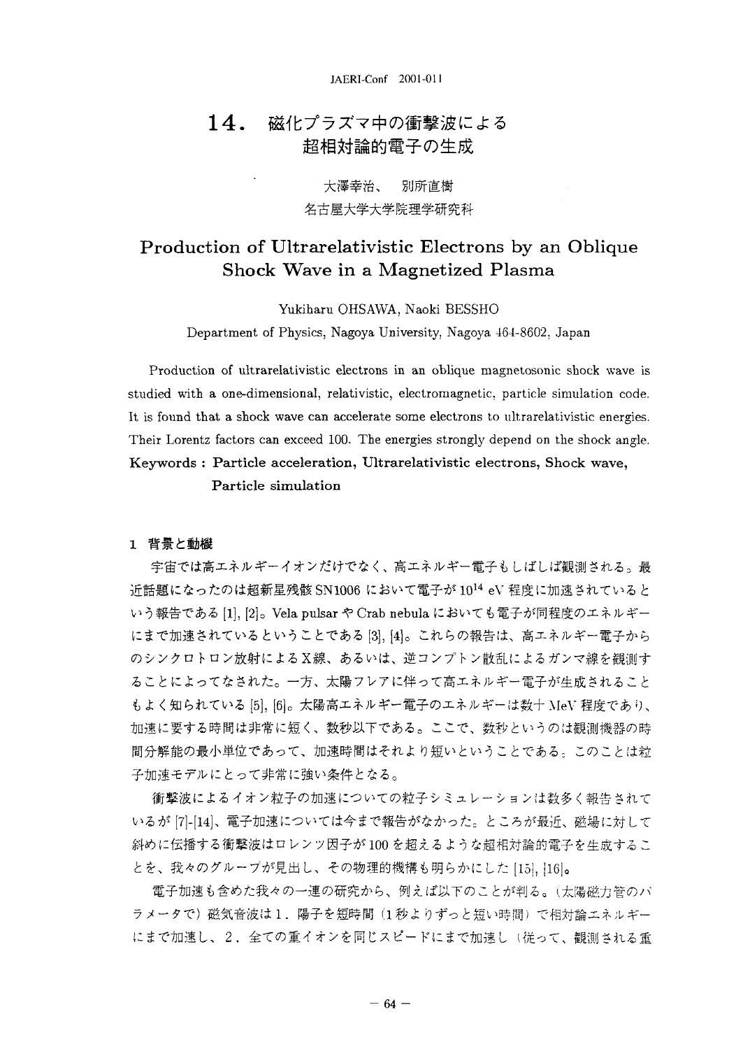# 14. 磁化プラズマ中の衝撃波による超相対論的電子の生成

大澤幸治、　別所直樹

名古屋大学大学院理学研究科

# Production of Ultrarelativistic Electrons by an Oblique Shock Wave in a Magnetized Plasma

Yukiharu OHSAWA, Naoki BESSHO

Department of Physics, Nagoya University, Nagoya 464-8602, Japan

Production of ultrarelativistic electrons in an oblique magnetosonic shock wave is studied with a one-dimensional, relativistic, electromagnetic, particle simulation code. It is found that a shock wave can accelerate some electrons to ultrarelativistic energies. Their Lorentz factors can exceed 100. The energies strongly depend on the shock angle.

**Keywords : Particle acceleration, Ultrarelativistic electrons, Shock wave, Particle simulation**

## 1 背景と動機

宇宙では高エネルギーイオンだけでなく、高エネルギー電子もしばしば観測される。最近話題になったのは超新星残骸 SN1006 において電子が $10^{14}$ eV 程度に加速されているという報告である [1], [2]。Vela pulsar や Crab nebula においても電子が同程度のエネルギーにまで加速されているということである [3], [4]。これらの報告は、高エネルギー電子からのシンクロトロン放射によるX線、あるいは、逆コンプトン散乱によるガンマ線を観測することによってなされた。一方、太陽フレアに伴って高エネルギー電子が生成されることもよく知られている [5], [6]。太陽高エネルギー電子のエネルギーは数十 MeV 程度であり、加速に要する時間は非常に短く、数秒以下である。ここで、数秒というのは観測機器の時間分解能の最小単位であって、加速時間はそれより短いということである。このことは粒子加速モデルにとって非常に強い条件となる。

衝撃波によるイオン粒子の加速についての粒子シミュレーションは数多く報告されているが [7]-[14]、電子加速については今まで報告がなかった。ところが最近、磁場に対して斜めに伝播する衝撃波はロレンツ因子が 100 を超えるような超相対論的電子を生成することを、我々のグループが見出し、その物理的機構も明らかにした [15], [16]。

電子加速も含めた我々の一連の研究から、例えば以下のことが判る。（太陽磁力管のパラメータで）磁気音波は１．陽子を短時間（1秒よりずっと短い時間）で相対論エネルギーにまで加速し、２．全ての重イオンを同じスピードにまで加速し（従って、観測される重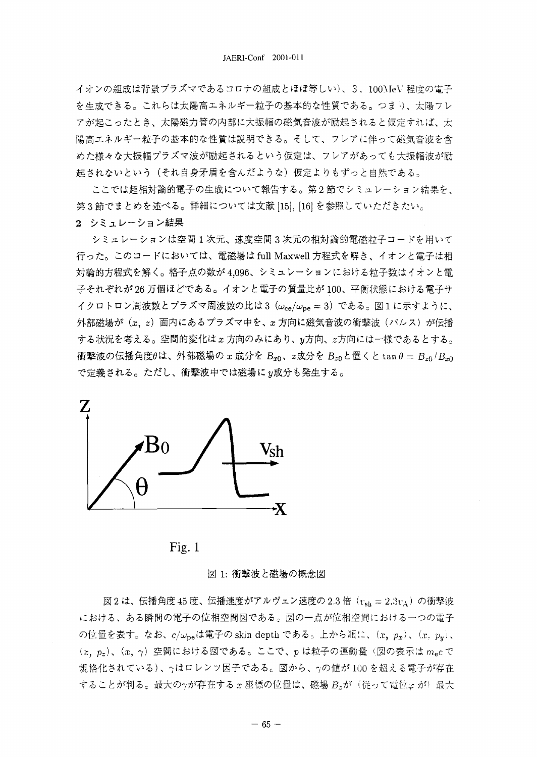イオンの組成は背景プラズマであるコロナの組成とほぼ等しい)、3．100MeV 程度の電子を生成できる。これらは太陽高エネルギー粒子の基本的な性質である。つまり、太陽フレアが起こったとき、太陽磁力管の内部に大振幅の磁気音波が励起されると仮定すれば、太陽高エネルギー粒子の基本的な性質は説明できる。そして、フレアに伴って磁気音波を含めた様々な大振幅プラズマ波が励起されるという仮定は、フレアがあっても大振幅波が励起されないという（それ自身矛盾を含んだような）仮定よりもずっと自然である。

ここでは超相対論的電子の生成について報告する。第2節でシミュレーション結果を、第3節でまとめを述べる。詳細については文献 [15], [16] を参照していただきたい。

## 2 シミュレーション結果

シミュレーションは空間1次元、速度空間3次元の相対論的電磁粒子コードを用いて行った。このコードにおいては、電磁場は full Maxwell 方程式を解き、イオンと電子は相対論的方程式を解く。格子点の数が 4,096、シミュレーションにおける粒子数はイオンと電子それぞれが26万個ほどである。イオンと電子の質量比が 100、平衡状態における電子サイクロトロン周波数とプラズマ周波数の比は3 ($\omega_{\rm ce}/\omega_{\rm pe} = 3$) である。図1に示すように、外部磁場が ($x$, $z$) 面内にあるプラズマ中を、$x$ 方向に磁気音波の衝撃波（パルス）が伝播する状況を考える。空間的変化は $x$ 方向のみにあり、$y$方向、$z$方向には一様であるとする。衝撃波の伝播角度$\theta$は、外部磁場の $x$ 成分を $B_{x0}$、$z$成分を $B_{z0}$と置くと $\tan\theta = B_{z0}/B_{x0}$ で定義される。ただし、衝撃波中では磁場に$y$成分も発生する。

Fig. 1

図 1: 衝撃波と磁場の概念図

図2は、伝播角度45度、伝播速度がアルヴェン速度の 2.3 倍 ($v_{\rm sh} = 2.3v_{\rm A}$) の衝撃波における、ある瞬間の電子の位相空間図である。図の一点が位相空間における一つの電子の位置を表す。なお、$c/\omega_{\rm pe}$は電子の skin depth である。上から順に、($x$, $p_x$)、($x$, $p_y$)、($x$, $p_z$)、($x$, $\gamma$) 空間における図である。ここで、$p$ は粒子の運動量（図の表示は $m_{\rm e}c$ で規格化されている）、$\gamma$はロレンツ因子である。図から、$\gamma$の値が 100 を超える電子が存在することが判る。最大の$\gamma$が存在する $x$ 座標の位置は、磁場 $B_z$が（従って電位$\varphi$ が）最大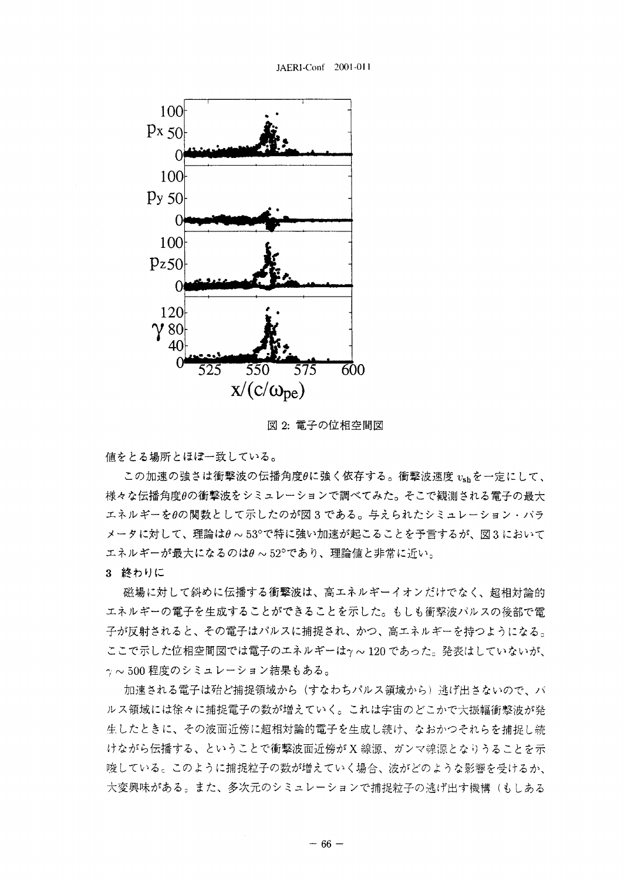図 2: 電子の位相空間図

値をとる場所とほぼ一致している。

この加速の強さは衝撃波の伝播角度$\theta$に強く依存する。衝撃波速度 $v_{sh}$ を一定にして、様々な伝播角度$\theta$の衝撃波をシミュレーションで調べてみた。そこで観測される電子の最大エネルギーを$\theta$の関数として示したのが図 3 である。与えられたシミュレーション・パラメータに対して、理論は$\theta \sim 53°$で特に強い加速が起こることを予言するが、図 3 においてエネルギーが最大になるのは$\theta \sim 52°$であり、理論値と非常に近い。

## 3 終わりに

磁場に対して斜めに伝播する衝撃波は、高エネルギーイオンだけでなく、超相対論的エネルギーの電子を生成することができることを示した。もしも衝撃波パルスの後部で電子が反射されると、その電子はパルスに捕捉され、かつ、高エネルギーを持つようになる。ここで示した位相空間図では電子のエネルギーは$\gamma \sim 120$であった。発表はしていないが、$\gamma \sim 500$ 程度のシミュレーション結果もある。

加速される電子は殆ど捕捉領域から（すなわちパルス領域から）逃げ出さないので、パルス領域には徐々に捕捉電子の数が増えていく。これは宇宙のどこかで大振幅衝撃波が発生したときに、その波面近傍に超相対論的電子を生成し続け、なおかつそれらを捕捉し続けながら伝播する、ということで衝撃波面近傍が X 線源、ガンマ線源となりうることを示唆している。このように捕捉粒子の数が増えていく場合、波がどのような影響を受けるか、大変興味がある。また、多次元のシミュレーションで捕捉粒子の逃げ出す機構（もしある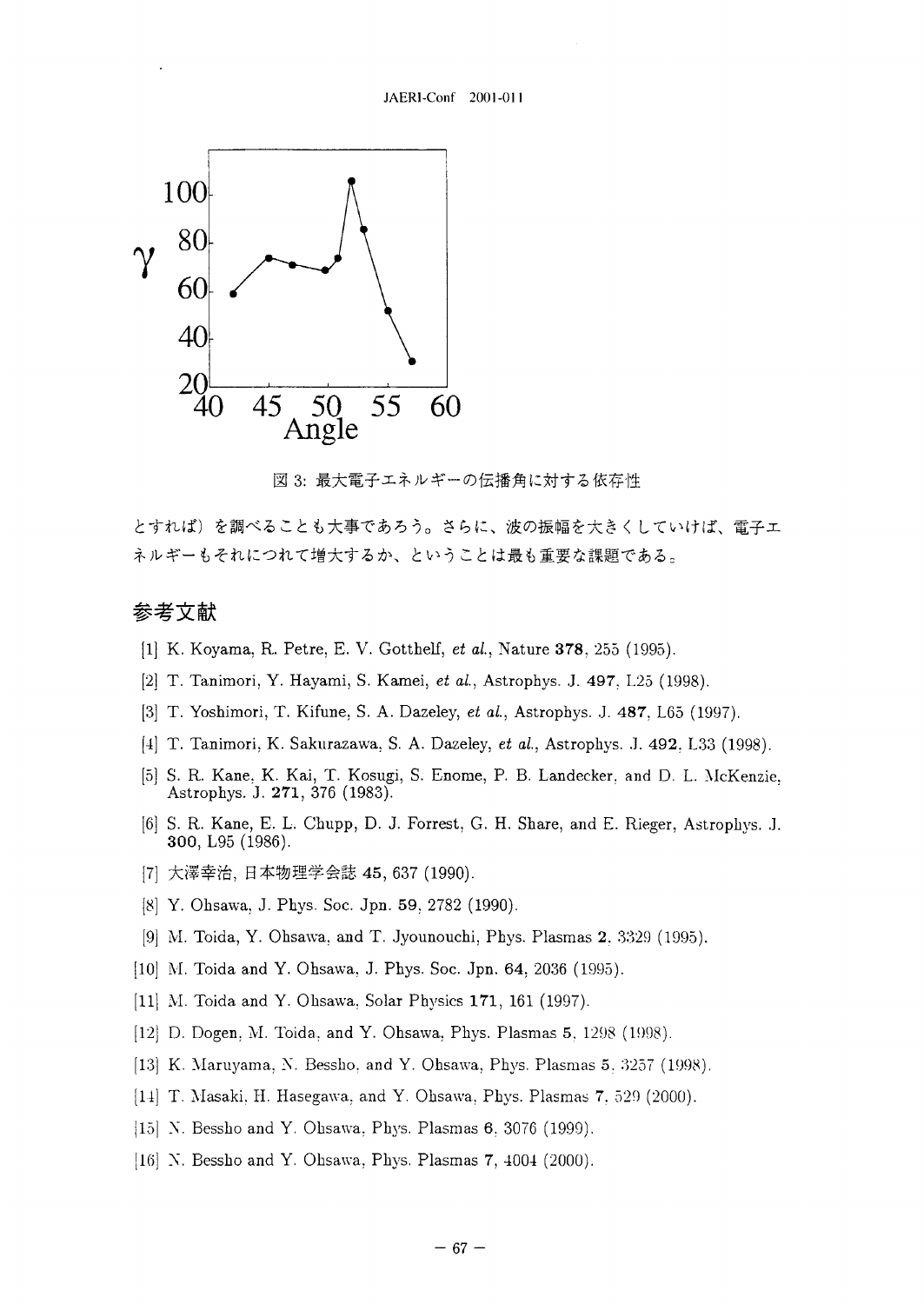100
80
$\gamma$
60
40
20
40 45 50 55 60
Angle

図 3: 最大電子エネルギーの伝播角に対する依存性

とすれば）を調べることも大事であろう。さらに、波の振幅を大きくしていけば、電子エネルギーもそれにつれて増大するか、ということは最も重要な課題である。

## 参考文献

[1] K. Koyama, R. Petre, E. V. Gotthelf, *et al.*, Nature **378**, 255 (1995).

[2] T. Tanimori, Y. Hayami, S. Kamei, *et al.*, Astrophys. J. **497**, L25 (1998).

[3] T. Yoshimori, T. Kifune, S. A. Dazeley, *et al.*, Astrophys. J. **487**, L65 (1997).

[4] T. Tanimori, K. Sakurazawa, S. A. Dazeley, *et al.*, Astrophys. J. **492**, L33 (1998).

[5] S. R. Kane, K. Kai, T. Kosugi, S. Enome, P. B. Landecker, and D. L. McKenzie, Astrophys. J. **271**, 376 (1983).

[6] S. R. Kane, E. L. Chupp, D. J. Forrest, G. H. Share, and E. Rieger, Astrophys. J. **300**, L95 (1986).

[7] 大澤幸治, 日本物理学会誌 **45**, 637 (1990).

[8] Y. Ohsawa, J. Phys. Soc. Jpn. **59**, 2782 (1990).

[9] M. Toida, Y. Ohsawa, and T. Jyounouchi, Phys. Plasmas **2**, 3329 (1995).

[10] M. Toida and Y. Ohsawa, J. Phys. Soc. Jpn. **64**, 2036 (1995).

[11] M. Toida and Y. Ohsawa, Solar Physics **171**, 161 (1997).

[12] D. Dogen, M. Toida, and Y. Ohsawa, Phys. Plasmas **5**, 1298 (1998).

[13] K. Maruyama, N. Bessho, and Y. Ohsawa, Phys. Plasmas **5**, 3257 (1998).

[14] T. Masaki, H. Hasegawa, and Y. Ohsawa, Phys. Plasmas **7**, 529 (2000).

[15] N. Bessho and Y. Ohsawa, Phys. Plasmas **6**, 3076 (1999).

[16] N. Bessho and Y. Ohsawa, Phys. Plasmas **7**, 4004 (2000).